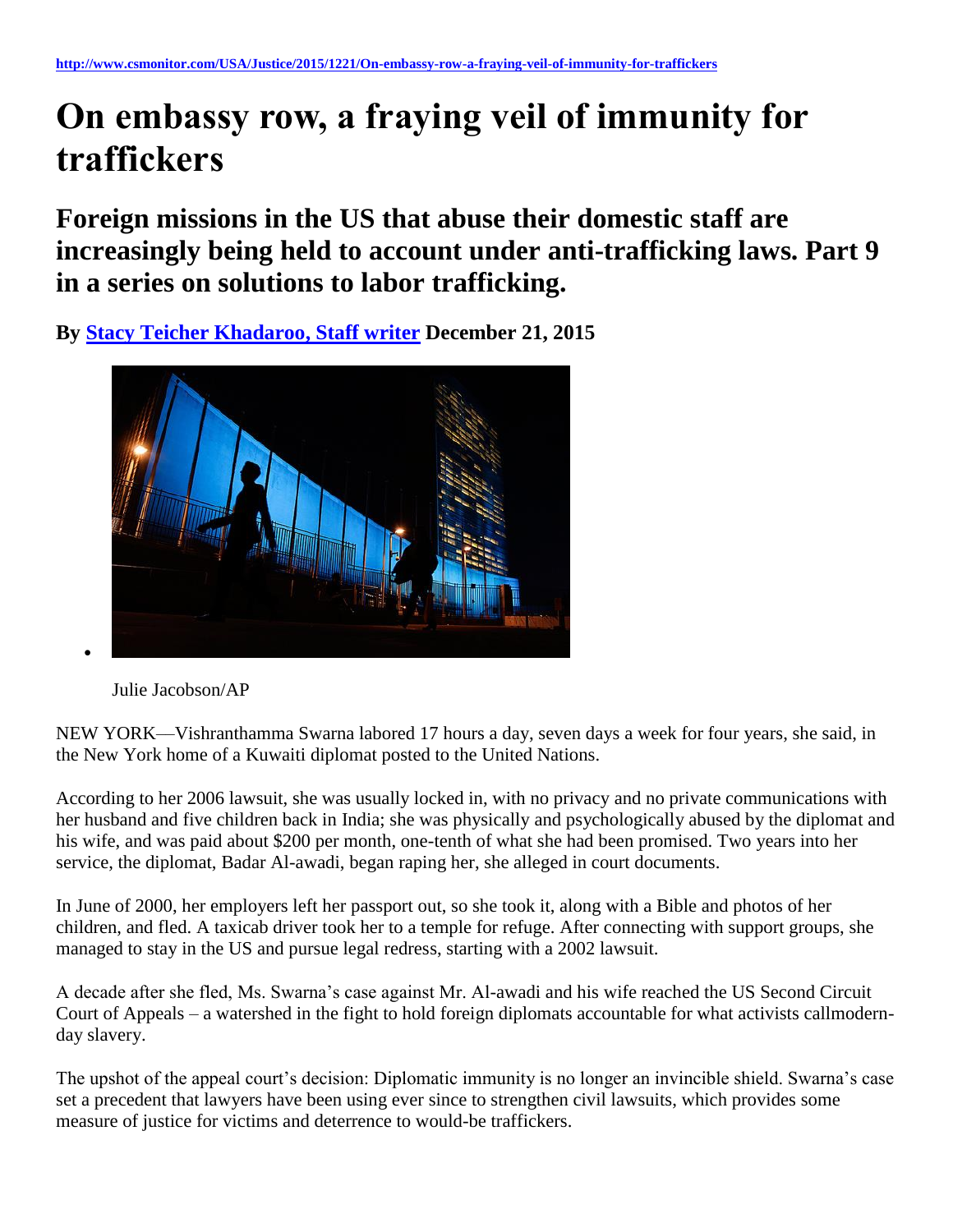http://www.csmonitor.com/USA/Justice/2015/1221/On-embassy-row-a-fraying-veil-of-immunity-for-traffickers

# On embassy row, a fraying veil of immunity for traffickers

## Foreign missions in the US that abuse their domestic staff are increasingly being held to account under anti-trafficking laws. Part 9 in a series on solutions to labor trafficking.

**By Stacy Teicher Khadaroo, Staff writer December 21, 2015**

Julie Jacobson/AP

NEW YORK—Vishranthamma Swarna labored 17 hours a day, seven days a week for four years, she said, in the New York home of a Kuwaiti diplomat posted to the United Nations.

According to her 2006 lawsuit, she was usually locked in, with no privacy and no private communications with her husband and five children back in India; she was physically and psychologically abused by the diplomat and his wife, and was paid about $200 per month, one-tenth of what she had been promised. Two years into her service, the diplomat, Badar Al-awadi, began raping her, she alleged in court documents.

In June of 2000, her employers left her passport out, so she took it, along with a Bible and photos of her children, and fled. A taxicab driver took her to a temple for refuge. After connecting with support groups, she managed to stay in the US and pursue legal redress, starting with a 2002 lawsuit.

A decade after she fled, Ms. Swarna's case against Mr. Al-awadi and his wife reached the US Second Circuit Court of Appeals – a watershed in the fight to hold foreign diplomats accountable for what activists callmodern-day slavery.

The upshot of the appeal court's decision: Diplomatic immunity is no longer an invincible shield. Swarna's case set a precedent that lawyers have been using ever since to strengthen civil lawsuits, which provides some measure of justice for victims and deterrence to would-be traffickers.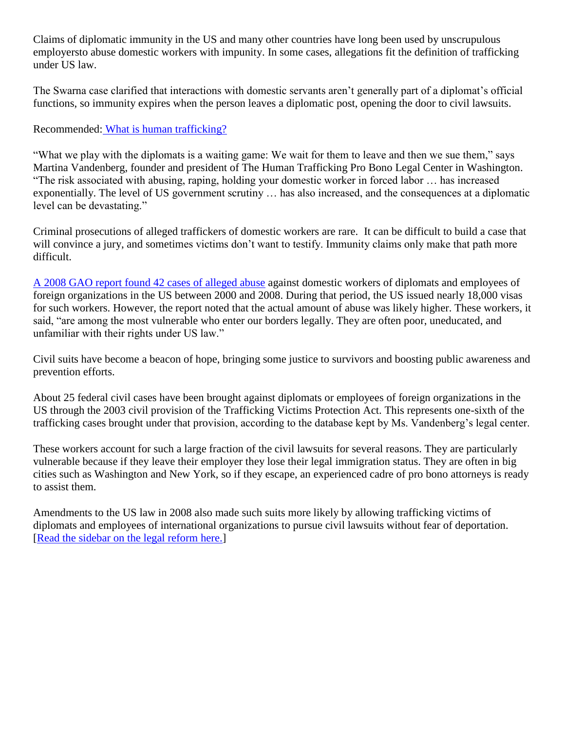Claims of diplomatic immunity in the US and many other countries have long been used by unscrupulous employersto abuse domestic workers with impunity. In some cases, allegations fit the definition of trafficking under US law.

The Swarna case clarified that interactions with domestic servants aren't generally part of a diplomat's official functions, so immunity expires when the person leaves a diplomatic post, opening the door to civil lawsuits.

Recommended: What is human trafficking?

"What we play with the diplomats is a waiting game: We wait for them to leave and then we sue them," says Martina Vandenberg, founder and president of The Human Trafficking Pro Bono Legal Center in Washington. "The risk associated with abusing, raping, holding your domestic worker in forced labor … has increased exponentially. The level of US government scrutiny … has also increased, and the consequences at a diplomatic level can be devastating."

Criminal prosecutions of alleged traffickers of domestic workers are rare. It can be difficult to build a case that will convince a jury, and sometimes victims don't want to testify. Immunity claims only make that path more difficult.

A 2008 GAO report found 42 cases of alleged abuse against domestic workers of diplomats and employees of foreign organizations in the US between 2000 and 2008. During that period, the US issued nearly 18,000 visas for such workers. However, the report noted that the actual amount of abuse was likely higher. These workers, it said, "are among the most vulnerable who enter our borders legally. They are often poor, uneducated, and unfamiliar with their rights under US law."

Civil suits have become a beacon of hope, bringing some justice to survivors and boosting public awareness and prevention efforts.

About 25 federal civil cases have been brought against diplomats or employees of foreign organizations in the US through the 2003 civil provision of the Trafficking Victims Protection Act. This represents one-sixth of the trafficking cases brought under that provision, according to the database kept by Ms. Vandenberg's legal center.

These workers account for such a large fraction of the civil lawsuits for several reasons. They are particularly vulnerable because if they leave their employer they lose their legal immigration status. They are often in big cities such as Washington and New York, so if they escape, an experienced cadre of pro bono attorneys is ready to assist them.

Amendments to the US law in 2008 also made such suits more likely by allowing trafficking victims of diplomats and employees of international organizations to pursue civil lawsuits without fear of deportation. [Read the sidebar on the legal reform here.]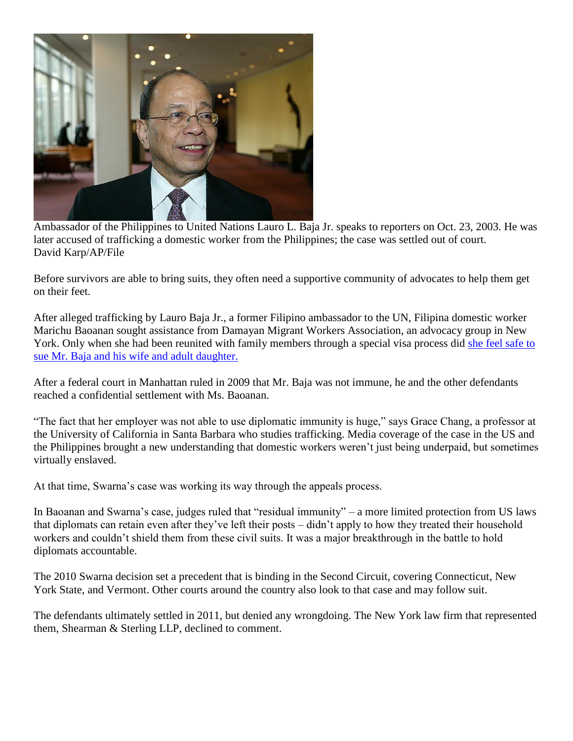Ambassador of the Philippines to United Nations Lauro L. Baja Jr. speaks to reporters on Oct. 23, 2003. He was later accused of trafficking a domestic worker from the Philippines; the case was settled out of court.
David Karp/AP/File

Before survivors are able to bring suits, they often need a supportive community of advocates to help them get on their feet.

After alleged trafficking by Lauro Baja Jr., a former Filipino ambassador to the UN, Filipina domestic worker Marichu Baoanan sought assistance from Damayan Migrant Workers Association, an advocacy group in New York. Only when she had been reunited with family members through a special visa process did she feel safe to sue Mr. Baja and his wife and adult daughter.

After a federal court in Manhattan ruled in 2009 that Mr. Baja was not immune, he and the other defendants reached a confidential settlement with Ms. Baoanan.

"The fact that her employer was not able to use diplomatic immunity is huge," says Grace Chang, a professor at the University of California in Santa Barbara who studies trafficking. Media coverage of the case in the US and the Philippines brought a new understanding that domestic workers weren't just being underpaid, but sometimes virtually enslaved.

At that time, Swarna's case was working its way through the appeals process.

In Baoanan and Swarna's case, judges ruled that "residual immunity" – a more limited protection from US laws that diplomats can retain even after they've left their posts – didn't apply to how they treated their household workers and couldn't shield them from these civil suits. It was a major breakthrough in the battle to hold diplomats accountable.

The 2010 Swarna decision set a precedent that is binding in the Second Circuit, covering Connecticut, New York State, and Vermont. Other courts around the country also look to that case and may follow suit.

The defendants ultimately settled in 2011, but denied any wrongdoing. The New York law firm that represented them, Shearman & Sterling LLP, declined to comment.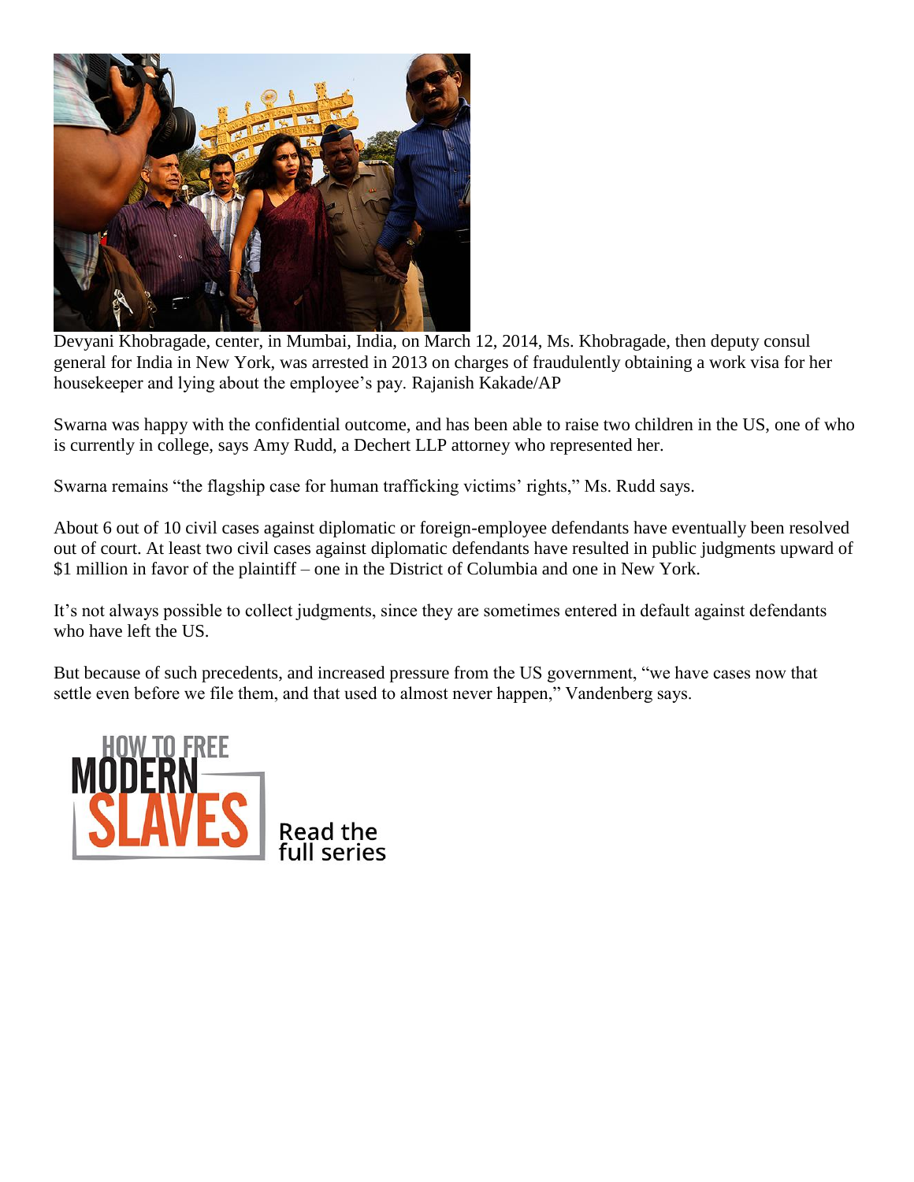Devyani Khobragade, center, in Mumbai, India, on March 12, 2014, Ms. Khobragade, then deputy consul general for India in New York, was arrested in 2013 on charges of fraudulently obtaining a work visa for her housekeeper and lying about the employee's pay. Rajanish Kakade/AP

Swarna was happy with the confidential outcome, and has been able to raise two children in the US, one of who is currently in college, says Amy Rudd, a Dechert LLP attorney who represented her.

Swarna remains "the flagship case for human trafficking victims' rights," Ms. Rudd says.

About 6 out of 10 civil cases against diplomatic or foreign-employee defendants have eventually been resolved out of court. At least two civil cases against diplomatic defendants have resulted in public judgments upward of $1 million in favor of the plaintiff – one in the District of Columbia and one in New York.

It's not always possible to collect judgments, since they are sometimes entered in default against defendants who have left the US.

But because of such precedents, and increased pressure from the US government, "we have cases now that settle even before we file them, and that used to almost never happen," Vandenberg says.

HOW TO FREE MODERN SLAVES

Read the full series